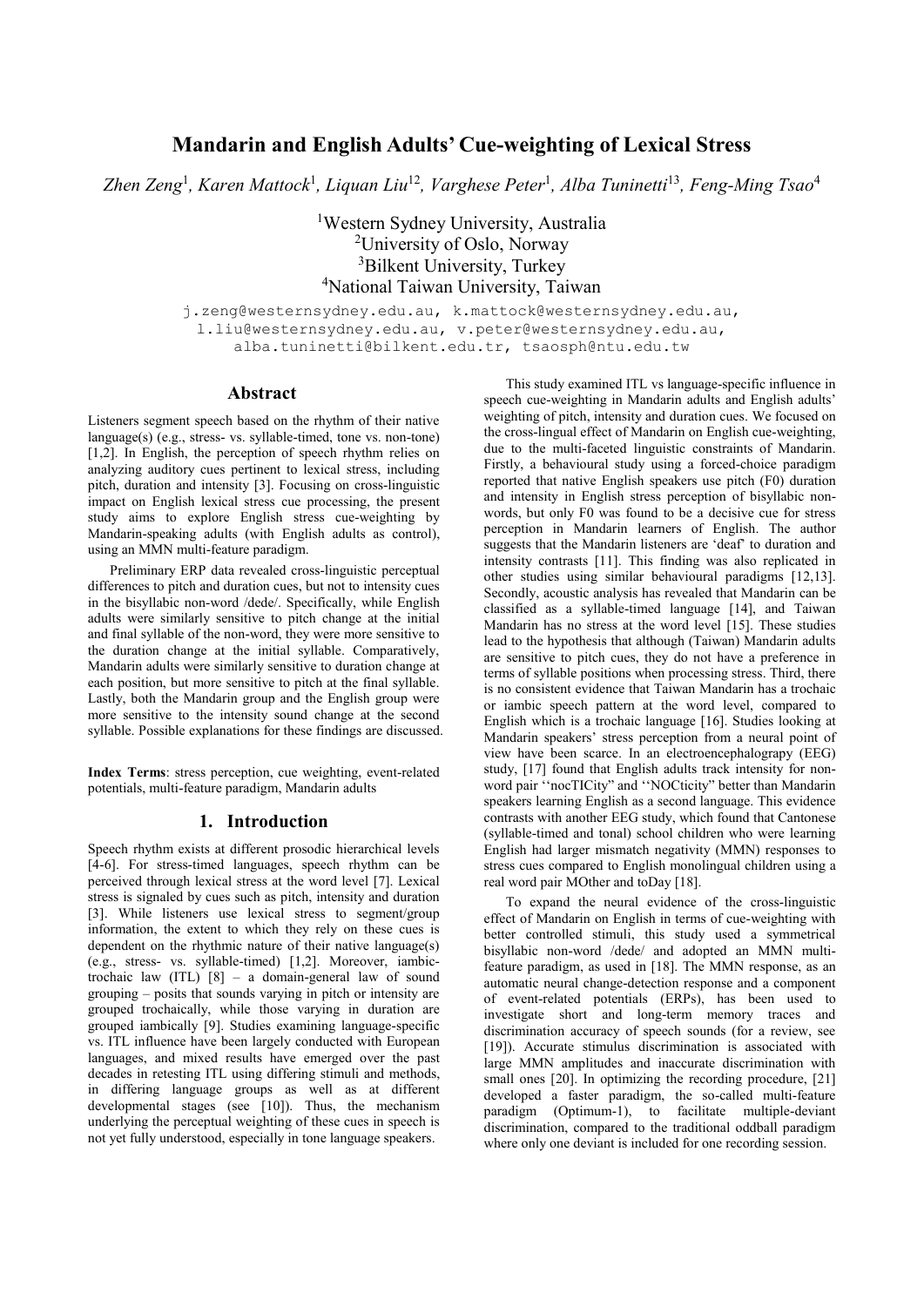# Mandarin and English Adults' Cue-weighting of Lexical Stress

*Zhen Zeng*[1], *Karen Mattock*[1], *Liquan Liu*[12], *Varghese Peter*[1], *Alba Tuninetti*[13], *Feng-Ming Tsao*[4]

[1]Western Sydney University, Australia
[2]University of Oslo, Norway
[3]Bilkent University, Turkey
[4]National Taiwan University, Taiwan

j.zeng@westernsydney.edu.au, k.mattock@westernsydney.edu.au, l.liu@westernsydney.edu.au, v.peter@westernsydney.edu.au, alba.tuninetti@bilkent.edu.tr, tsaosph@ntu.edu.tw

## Abstract

Listeners segment speech based on the rhythm of their native language(s) (e.g., stress- vs. syllable-timed, tone vs. non-tone) [1,2]. In English, the perception of speech rhythm relies on analyzing auditory cues pertinent to lexical stress, including pitch, duration and intensity [3]. Focusing on cross-linguistic impact on English lexical stress cue processing, the present study aims to explore English stress cue-weighting by Mandarin-speaking adults (with English adults as control), using an MMN multi-feature paradigm.

Preliminary ERP data revealed cross-linguistic perceptual differences to pitch and duration cues, but not to intensity cues in the bisyllabic non-word /dede/. Specifically, while English adults were similarly sensitive to pitch change at the initial and final syllable of the non-word, they were more sensitive to the duration change at the initial syllable. Comparatively, Mandarin adults were similarly sensitive to duration change at each position, but more sensitive to pitch at the final syllable. Lastly, both the Mandarin group and the English group were more sensitive to the intensity sound change at the second syllable. Possible explanations for these findings are discussed.

**Index Terms**: stress perception, cue weighting, event-related potentials, multi-feature paradigm, Mandarin adults

## 1. Introduction

Speech rhythm exists at different prosodic hierarchical levels [4-6]. For stress-timed languages, speech rhythm can be perceived through lexical stress at the word level [7]. Lexical stress is signaled by cues such as pitch, intensity and duration [3]. While listeners use lexical stress to segment/group information, the extent to which they rely on these cues is dependent on the rhythmic nature of their native language(s) (e.g., stress- vs. syllable-timed) [1,2]. Moreover, iambic-trochaic law (ITL) [8] – a domain-general law of sound grouping – posits that sounds varying in pitch or intensity are grouped trochaically, while those varying in duration are grouped iambically [9]. Studies examining language-specific vs. ITL influence have been largely conducted with European languages, and mixed results have emerged over the past decades in retesting ITL using differing stimuli and methods, in differing language groups as well as at different developmental stages (see [10]). Thus, the mechanism underlying the perceptual weighting of these cues in speech is not yet fully understood, especially in tone language speakers.

This study examined ITL vs language-specific influence in speech cue-weighting in Mandarin adults and English adults' weighting of pitch, intensity and duration cues. We focused on the cross-lingual effect of Mandarin on English cue-weighting, due to the multi-faceted linguistic constraints of Mandarin. Firstly, a behavioural study using a forced-choice paradigm reported that native English speakers use pitch (F0) duration and intensity in English stress perception of bisyllabic non-words, but only F0 was found to be a decisive cue for stress perception in Mandarin learners of English. The author suggests that the Mandarin listeners are 'deaf' to duration and intensity contrasts [11]. This finding was also replicated in other studies using similar behavioural paradigms [12,13]. Secondly, acoustic analysis has revealed that Mandarin can be classified as a syllable-timed language [14], and Taiwan Mandarin has no stress at the word level [15]. These studies lead to the hypothesis that although (Taiwan) Mandarin adults are sensitive to pitch cues, they do not have a preference in terms of syllable positions when processing stress. Third, there is no consistent evidence that Taiwan Mandarin has a trochaic or iambic speech pattern at the word level, compared to English which is a trochaic language [16]. Studies looking at Mandarin speakers' stress perception from a neural point of view have been scarce. In an electroencephalography (EEG) study, [17] found that English adults track intensity for non-word pair ''nocTICity" and ''NOCticity" better than Mandarin speakers learning English as a second language. This evidence contrasts with another EEG study, which found that Cantonese (syllable-timed and tonal) school children who were learning English had larger mismatch negativity (MMN) responses to stress cues compared to English monolingual children using a real word pair MOther and toDay [18].

To expand the neural evidence of the cross-linguistic effect of Mandarin on English in terms of cue-weighting with better controlled stimuli, this study used a symmetrical bisyllabic non-word /dede/ and adopted an MMN multi-feature paradigm, as used in [18]. The MMN response, as an automatic neural change-detection response and a component of event-related potentials (ERPs), has been used to investigate short and long-term memory traces and discrimination accuracy of speech sounds (for a review, see [19]). Accurate stimulus discrimination is associated with large MMN amplitudes and inaccurate discrimination with small ones [20]. In optimizing the recording procedure, [21] developed a faster paradigm, the so-called multi-feature paradigm (Optimum-1), to facilitate multiple-deviant discrimination, compared to the traditional oddball paradigm where only one deviant is included for one recording session.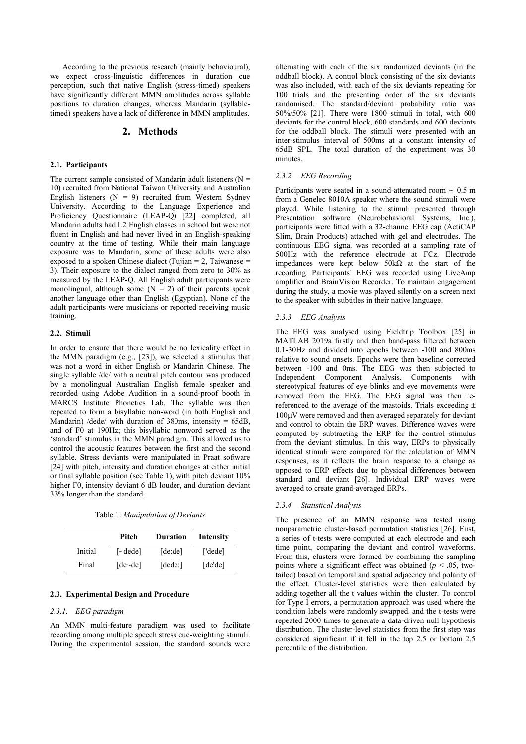According to the previous research (mainly behavioural), we expect cross-linguistic differences in duration cue perception, such that native English (stress-timed) speakers have significantly different MMN amplitudes across syllable positions to duration changes, whereas Mandarin (syllable-timed) speakers have a lack of difference in MMN amplitudes.

## 2. Methods

### 2.1. Participants

The current sample consisted of Mandarin adult listeners (N = 10) recruited from National Taiwan University and Australian English listeners (N = 9) recruited from Western Sydney University. According to the Language Experience and Proficiency Questionnaire (LEAP-Q) [22] completed, all Mandarin adults had L2 English classes in school but were not fluent in English and had never lived in an English-speaking country at the time of testing. While their main language exposure was to Mandarin, some of these adults were also exposed to a spoken Chinese dialect (Fujian = 2, Taiwanese = 3). Their exposure to the dialect ranged from zero to 30% as measured by the LEAP-Q. All English adult participants were monolingual, although some (N = 2) of their parents speak another language other than English (Egyptian). None of the adult participants were musicians or reported receiving music training.

### 2.2. Stimuli

In order to ensure that there would be no lexicality effect in the MMN paradigm (e.g., [23]), we selected a stimulus that was not a word in either English or Mandarin Chinese. The single syllable /de/ with a neutral pitch contour was produced by a monolingual Australian English female speaker and recorded using Adobe Audition in a sound-proof booth in MARCS Institute Phonetics Lab. The syllable was then repeated to form a bisyllabic non-word (in both English and Mandarin) /dede/ with duration of 380ms, intensity = 65dB, and of F0 at 190Hz; this bisyllabic nonword served as the 'standard' stimulus in the MMN paradigm. This allowed us to control the acoustic features between the first and the second syllable. Stress deviants were manipulated in Praat software [24] with pitch, intensity and duration changes at either initial or final syllable position (see Table 1), with pitch deviant 10% higher F0, intensity deviant 6 dB louder, and duration deviant 33% longer than the standard.

Table 1: *Manipulation of Deviants*

| | Pitch | Duration | Intensity |
|---|---|---|---|
| Initial | [~dede] | [de:de] | ['dede] |
| Final | [de~de] | [dede:] | [de'de] |

### 2.3. Experimental Design and Procedure

#### *2.3.1. EEG paradigm*

An MMN multi-feature paradigm was used to facilitate recording among multiple speech stress cue-weighting stimuli. During the experimental session, the standard sounds were alternating with each of the six randomized deviants (in the oddball block). A control block consisting of the six deviants was also included, with each of the six deviants repeating for 100 trials and the presenting order of the six deviants randomised. The standard/deviant probability ratio was 50%/50% [21]. There were 1800 stimuli in total, with 600 deviants for the control block, 600 standards and 600 deviants for the oddball block. The stimuli were presented with an inter-stimulus interval of 500ms at a constant intensity of 65dB SPL. The total duration of the experiment was 30 minutes.

#### *2.3.2. EEG Recording*

Participants were seated in a sound-attenuated room ~ 0.5 m from a Genelec 8010A speaker where the sound stimuli were played. While listening to the stimuli presented through Presentation software (Neurobehavioral Systems, Inc.), participants were fitted with a 32-channel EEG cap (ActiCAP Slim, Brain Products) attached with gel and electrodes. The continuous EEG signal was recorded at a sampling rate of 500Hz with the reference electrode at FCz. Electrode impedances were kept below 50kΩ at the start of the recording. Participants' EEG was recorded using LiveAmp amplifier and BrainVision Recorder. To maintain engagement during the study, a movie was played silently on a screen next to the speaker with subtitles in their native language.

#### *2.3.3. EEG Analysis*

The EEG was analysed using Fieldtrip Toolbox [25] in MATLAB 2019a firstly and then band-pass filtered between 0.1-30Hz and divided into epochs between -100 and 800ms relative to sound onsets. Epochs were then baseline corrected between -100 and 0ms. The EEG was then subjected to Independent Component Analysis. Components with stereotypical features of eye blinks and eye movements were removed from the EEG. The EEG signal was then re-referenced to the average of the mastoids. Trials exceeding ± 100µV were removed and then averaged separately for deviant and control to obtain the ERP waves. Difference waves were computed by subtracting the ERP for the control stimulus from the deviant stimulus. In this way, ERPs to physically identical stimuli were compared for the calculation of MMN responses, as it reflects the brain response to a change as opposed to ERP effects due to physical differences between standard and deviant [26]. Individual ERP waves were averaged to create grand-averaged ERPs.

#### *2.3.4. Statistical Analysis*

The presence of an MMN response was tested using nonparametric cluster-based permutation statistics [26]. First, a series of t-tests were computed at each electrode and each time point, comparing the deviant and control waveforms. From this, clusters were formed by combining the sampling points where a significant effect was obtained ($p < .05$, two-tailed) based on temporal and spatial adjacency and polarity of the effect. Cluster-level statistics were then calculated by adding together all the t values within the cluster. To control for Type I errors, a permutation approach was used where the condition labels were randomly swapped, and the t-tests were repeated 2000 times to generate a data-driven null hypothesis distribution. The cluster-level statistics from the first step was considered significant if it fell in the top 2.5 or bottom 2.5 percentile of the distribution.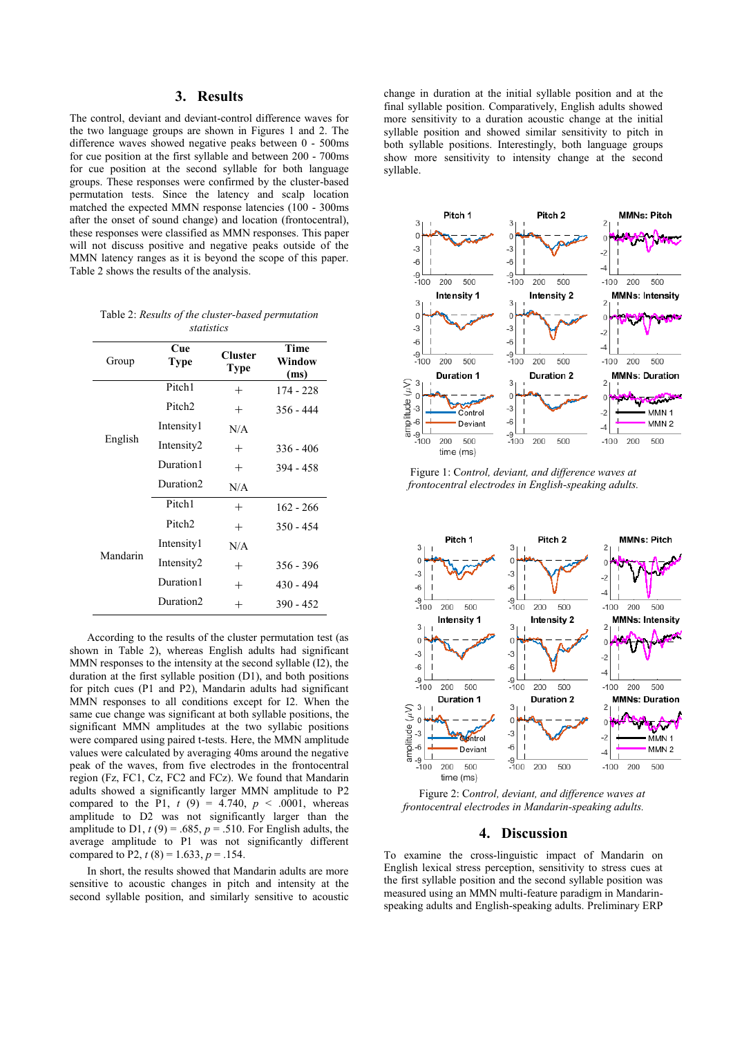## 3. Results

The control, deviant and deviant-control difference waves for the two language groups are shown in Figures 1 and 2. The difference waves showed negative peaks between 0 - 500ms for cue position at the first syllable and between 200 - 700ms for cue position at the second syllable for both language groups. These responses were confirmed by the cluster-based permutation tests. Since the latency and scalp location matched the expected MMN response latencies (100 - 300ms after the onset of sound change) and location (frontocentral), these responses were classified as MMN responses. This paper will not discuss positive and negative peaks outside of the MMN latency ranges as it is beyond the scope of this paper. Table 2 shows the results of the analysis.

Table 2: *Results of the cluster-based permutation statistics*

| Group | Cue Type | Cluster Type | Time Window (ms) |
|---|---|---|---|
| English | Pitch1 | + | 174 - 228 |
| | Pitch2 | + | 356 - 444 |
| | Intensity1 | N/A | |
| | Intensity2 | + | 336 - 406 |
| | Duration1 | + | 394 - 458 |
| | Duration2 | N/A | |
| Mandarin | Pitch1 | + | 162 - 266 |
| | Pitch2 | + | 350 - 454 |
| | Intensity1 | N/A | |
| | Intensity2 | + | 356 - 396 |
| | Duration1 | + | 430 - 494 |
| | Duration2 | + | 390 - 452 |

According to the results of the cluster permutation test (as shown in Table 2), whereas English adults had significant MMN responses to the intensity at the second syllable (I2), the duration at the first syllable position (D1), and both positions for pitch cues (P1 and P2), Mandarin adults had significant MMN responses to all conditions except for I2. When the same cue change was significant at both syllable positions, the significant MMN amplitudes at the two syllabic positions were compared using paired t-tests. Here, the MMN amplitude values were calculated by averaging 40ms around the negative peak of the waves, from five electrodes in the frontocentral region (Fz, FC1, Cz, FC2 and FCz). We found that Mandarin adults showed a significantly larger MMN amplitude to P2 compared to the P1, $t$ (9) = 4.740, $p$ < .0001, whereas amplitude to D2 was not significantly larger than the amplitude to D1, $t$ (9) = .685, $p$ = .510. For English adults, the average amplitude to P1 was not significantly different compared to P2, $t$ (8) = 1.633, $p$ = .154.

In short, the results showed that Mandarin adults are more sensitive to acoustic changes in pitch and intensity at the second syllable position, and similarly sensitive to acoustic change in duration at the initial syllable position and at the final syllable position. Comparatively, English adults showed more sensitivity to a duration acoustic change at the initial syllable position and showed similar sensitivity to pitch in both syllable positions. Interestingly, both language groups show more sensitivity to intensity change at the second syllable.

Figure 1: *Control, deviant, and difference waves at frontocentral electrodes in English-speaking adults.*

Figure 2: *Control, deviant, and difference waves at frontocentral electrodes in Mandarin-speaking adults.*

## 4. Discussion

To examine the cross-linguistic impact of Mandarin on English lexical stress perception, sensitivity to stress cues at the first syllable position and the second syllable position was measured using an MMN multi-feature paradigm in Mandarin-speaking and English-speaking adults. Preliminary ERP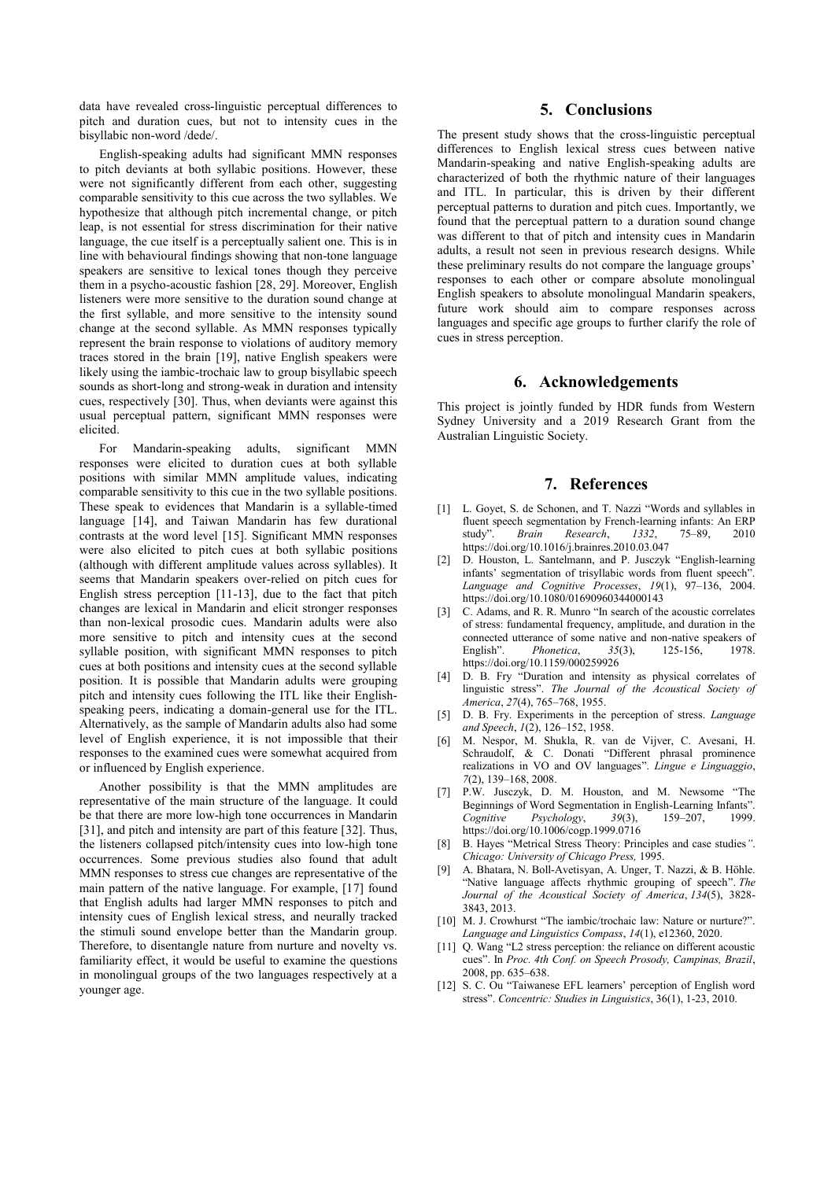data have revealed cross-linguistic perceptual differences to pitch and duration cues, but not to intensity cues in the bisyllabic non-word /dede/.

English-speaking adults had significant MMN responses to pitch deviants at both syllabic positions. However, these were not significantly different from each other, suggesting comparable sensitivity to this cue across the two syllables. We hypothesize that although pitch incremental change, or pitch leap, is not essential for stress discrimination for their native language, the cue itself is a perceptually salient one. This is in line with behavioural findings showing that non-tone language speakers are sensitive to lexical tones though they perceive them in a psycho-acoustic fashion [28, 29]. Moreover, English listeners were more sensitive to the duration sound change at the first syllable, and more sensitive to the intensity sound change at the second syllable. As MMN responses typically represent the brain response to violations of auditory memory traces stored in the brain [19], native English speakers were likely using the iambic-trochaic law to group bisyllabic speech sounds as short-long and strong-weak in duration and intensity cues, respectively [30]. Thus, when deviants were against this usual perceptual pattern, significant MMN responses were elicited.

For Mandarin-speaking adults, significant MMN responses were elicited to duration cues at both syllable positions with similar MMN amplitude values, indicating comparable sensitivity to this cue in the two syllable positions. These speak to evidences that Mandarin is a syllable-timed language [14], and Taiwan Mandarin has few durational contrasts at the word level [15]. Significant MMN responses were also elicited to pitch cues at both syllabic positions (although with different amplitude values across syllables). It seems that Mandarin speakers over-relied on pitch cues for English stress perception [11-13], due to the fact that pitch changes are lexical in Mandarin and elicit stronger responses than non-lexical prosodic cues. Mandarin adults were also more sensitive to pitch and intensity cues at the second syllable position, with significant MMN responses to pitch cues at both positions and intensity cues at the second syllable position. It is possible that Mandarin adults were grouping pitch and intensity cues following the ITL like their English-speaking peers, indicating a domain-general use for the ITL. Alternatively, as the sample of Mandarin adults also had some level of English experience, it is not impossible that their responses to the examined cues were somewhat acquired from or influenced by English experience.

Another possibility is that the MMN amplitudes are representative of the main structure of the language. It could be that there are more low-high tone occurrences in Mandarin [31], and pitch and intensity are part of this feature [32]. Thus, the listeners collapsed pitch/intensity cues into low-high tone occurrences. Some previous studies also found that adult MMN responses to stress cue changes are representative of the main pattern of the native language. For example, [17] found that English adults had larger MMN responses to pitch and intensity cues of English lexical stress, and neurally tracked the stimuli sound envelope better than the Mandarin group. Therefore, to disentangle nature from nurture and novelty vs. familiarity effect, it would be useful to examine the questions in monolingual groups of the two languages respectively at a younger age.

## 5. Conclusions

The present study shows that the cross-linguistic perceptual differences to English lexical stress cues between native Mandarin-speaking and native English-speaking adults are characterized of both the rhythmic nature of their languages and ITL. In particular, this is driven by their different perceptual patterns to duration and pitch cues. Importantly, we found that the perceptual pattern to a duration sound change was different to that of pitch and intensity cues in Mandarin adults, a result not seen in previous research designs. While these preliminary results do not compare the language groups' responses to each other or compare absolute monolingual English speakers to absolute monolingual Mandarin speakers, future work should aim to compare responses across languages and specific age groups to further clarify the role of cues in stress perception.

## 6. Acknowledgements

This project is jointly funded by HDR funds from Western Sydney University and a 2019 Research Grant from the Australian Linguistic Society.

## 7. References

[1] L. Goyet, S. de Schonen, and T. Nazzi "Words and syllables in fluent speech segmentation by French-learning infants: An ERP study". *Brain Research*, *1332*, 75–89, 2010 https://doi.org/10.1016/j.brainres.2010.03.047

[2] D. Houston, L. Santelmann, and P. Jusczyk "English-learning infants' segmentation of trisyllabic words from fluent speech". *Language and Cognitive Processes*, *19*(1), 97–136, 2004. https://doi.org/10.1080/01690960344000143

[3] C. Adams, and R. R. Munro "In search of the acoustic correlates of stress: fundamental frequency, amplitude, and duration in the connected utterance of some native and non-native speakers of English". *Phonetica*, *35*(3), 125-156, 1978. https://doi.org/10.1159/000259926

[4] D. B. Fry "Duration and intensity as physical correlates of linguistic stress". *The Journal of the Acoustical Society of America*, *27*(4), 765–768, 1955.

[5] D. B. Fry. Experiments in the perception of stress. *Language and Speech*, *1*(2), 126–152, 1958.

[6] M. Nespor, M. Shukla, R. van de Vijver, C. Avesani, H. Schraudolf, & C. Donati "Different phrasal prominence realizations in VO and OV languages". *Lingue e Linguaggio*, *7*(2), 139–168, 2008.

[7] P.W. Jusczyk, D. M. Houston, and M. Newsome "The Beginnings of Word Segmentation in English-Learning Infants". *Cognitive Psychology*, *39*(3), 159–207, 1999. https://doi.org/10.1006/cogp.1999.0716

[8] B. Hayes "Metrical Stress Theory: Principles and case studies*". Chicago: University of Chicago Press,* 1995.

[9] A. Bhatara, N. Boll-Avetisyan, A. Unger, T. Nazzi, & B. Höhle. "Native language affects rhythmic grouping of speech". *The Journal of the Acoustical Society of America*, *134*(5), 3828-3843, 2013.

[10] M. J. Crowhurst "The iambic/trochaic law: Nature or nurture?". *Language and Linguistics Compass*, *14*(1), e12360, 2020.

[11] Q. Wang "L2 stress perception: the reliance on different acoustic cues". In *Proc. 4th Conf. on Speech Prosody, Campinas, Brazil*, 2008, pp. 635–638.

[12] S. C. Ou "Taiwanese EFL learners' perception of English word stress". *Concentric: Studies in Linguistics*, 36(1), 1-23, 2010.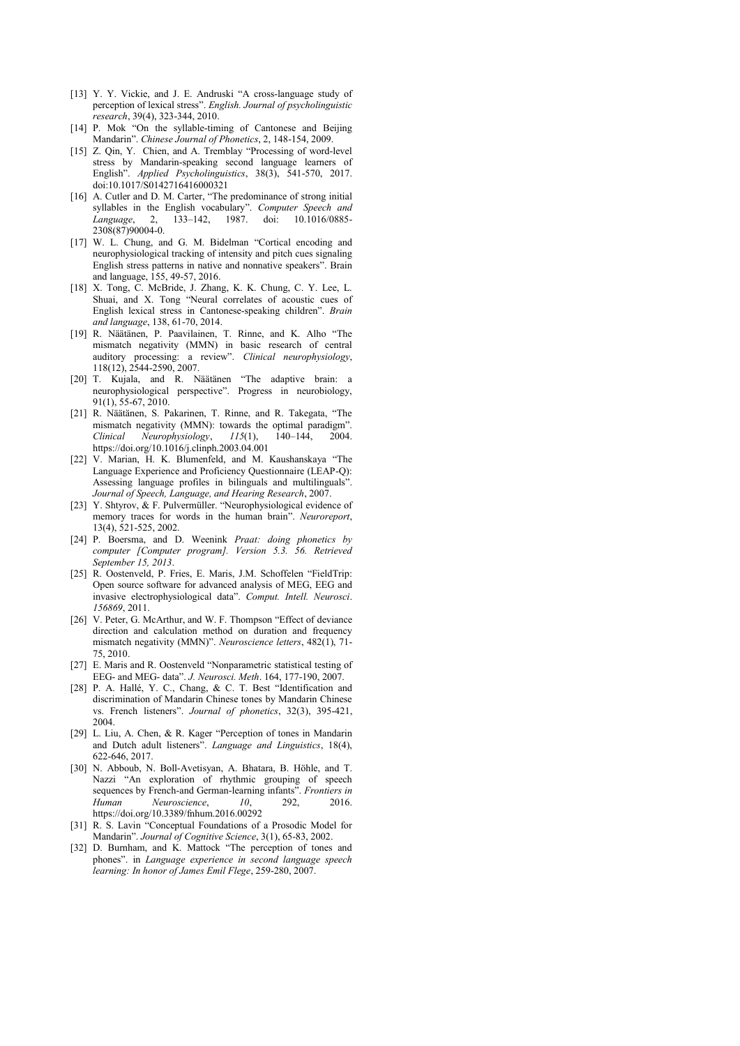[13] Y. Y. Vickie, and J. E. Andruski "A cross-language study of perception of lexical stress". *English. Journal of psycholinguistic research*, 39(4), 323-344, 2010.

[14] P. Mok "On the syllable-timing of Cantonese and Beijing Mandarin". *Chinese Journal of Phonetics*, 2, 148-154, 2009.

[15] Z. Qin, Y. Chien, and A. Tremblay "Processing of word-level stress by Mandarin-speaking second language learners of English". *Applied Psycholinguistics*, 38(3), 541-570, 2017. doi:10.1017/S0142716416000321

[16] A. Cutler and D. M. Carter, "The predominance of strong initial syllables in the English vocabulary". *Computer Speech and Language*, 2, 133–142, 1987. doi: 10.1016/0885-2308(87)90004-0.

[17] W. L. Chung, and G. M. Bidelman "Cortical encoding and neurophysiological tracking of intensity and pitch cues signaling English stress patterns in native and nonnative speakers". Brain and language, 155, 49-57, 2016.

[18] X. Tong, C. McBride, J. Zhang, K. K. Chung, C. Y. Lee, L. Shuai, and X. Tong "Neural correlates of acoustic cues of English lexical stress in Cantonese-speaking children". *Brain and language*, 138, 61-70, 2014.

[19] R. Näätänen, P. Paavilainen, T. Rinne, and K. Alho "The mismatch negativity (MMN) in basic research of central auditory processing: a review". *Clinical neurophysiology*, 118(12), 2544-2590, 2007.

[20] T. Kujala, and R. Näätänen "The adaptive brain: a neurophysiological perspective". Progress in neurobiology, 91(1), 55-67, 2010.

[21] R. Näätänen, S. Pakarinen, T. Rinne, and R. Takegata, "The mismatch negativity (MMN): towards the optimal paradigm". *Clinical Neurophysiology*, *115*(1), 140–144, 2004. https://doi.org/10.1016/j.clinph.2003.04.001

[22] V. Marian, H. K. Blumenfeld, and M. Kaushanskaya "The Language Experience and Proficiency Questionnaire (LEAP-Q): Assessing language profiles in bilinguals and multilinguals". *Journal of Speech, Language, and Hearing Research*, 2007.

[23] Y. Shtyrov, & F. Pulvermüller. "Neurophysiological evidence of memory traces for words in the human brain". *Neuroreport*, 13(4), 521-525, 2002.

[24] P. Boersma, and D. Weenink *Praat: doing phonetics by computer [Computer program]. Version 5.3. 56. Retrieved September 15, 2013*.

[25] R. Oostenveld, P. Fries, E. Maris, J.M. Schoffelen "FieldTrip: Open source software for advanced analysis of MEG, EEG and invasive electrophysiological data". *Comput. Intell. Neurosci*. *156869*, 2011.

[26] V. Peter, G. McArthur, and W. F. Thompson "Effect of deviance direction and calculation method on duration and frequency mismatch negativity (MMN)". *Neuroscience letters*, 482(1), 71-75, 2010.

[27] E. Maris and R. Oostenveld "Nonparametric statistical testing of EEG- and MEG- data". *J. Neurosci. Meth*. 164, 177-190, 2007.

[28] P. A. Hallé, Y. C., Chang, & C. T. Best "Identification and discrimination of Mandarin Chinese tones by Mandarin Chinese vs. French listeners". *Journal of phonetics*, 32(3), 395-421, 2004.

[29] L. Liu, A. Chen, & R. Kager "Perception of tones in Mandarin and Dutch adult listeners". *Language and Linguistics*, 18(4), 622-646, 2017.

[30] N. Abboub, N. Boll-Avetisyan, A. Bhatara, B. Höhle, and T. Nazzi "An exploration of rhythmic grouping of speech sequences by French-and German-learning infants". *Frontiers in Human Neuroscience*, *10*, 292, 2016. https://doi.org/10.3389/fnhum.2016.00292

[31] R. S. Lavin "Conceptual Foundations of a Prosodic Model for Mandarin". *Journal of Cognitive Science*, 3(1), 65-83, 2002.

[32] D. Burnham, and K. Mattock "The perception of tones and phones". in *Language experience in second language speech learning: In honor of James Emil Flege*, 259-280, 2007.